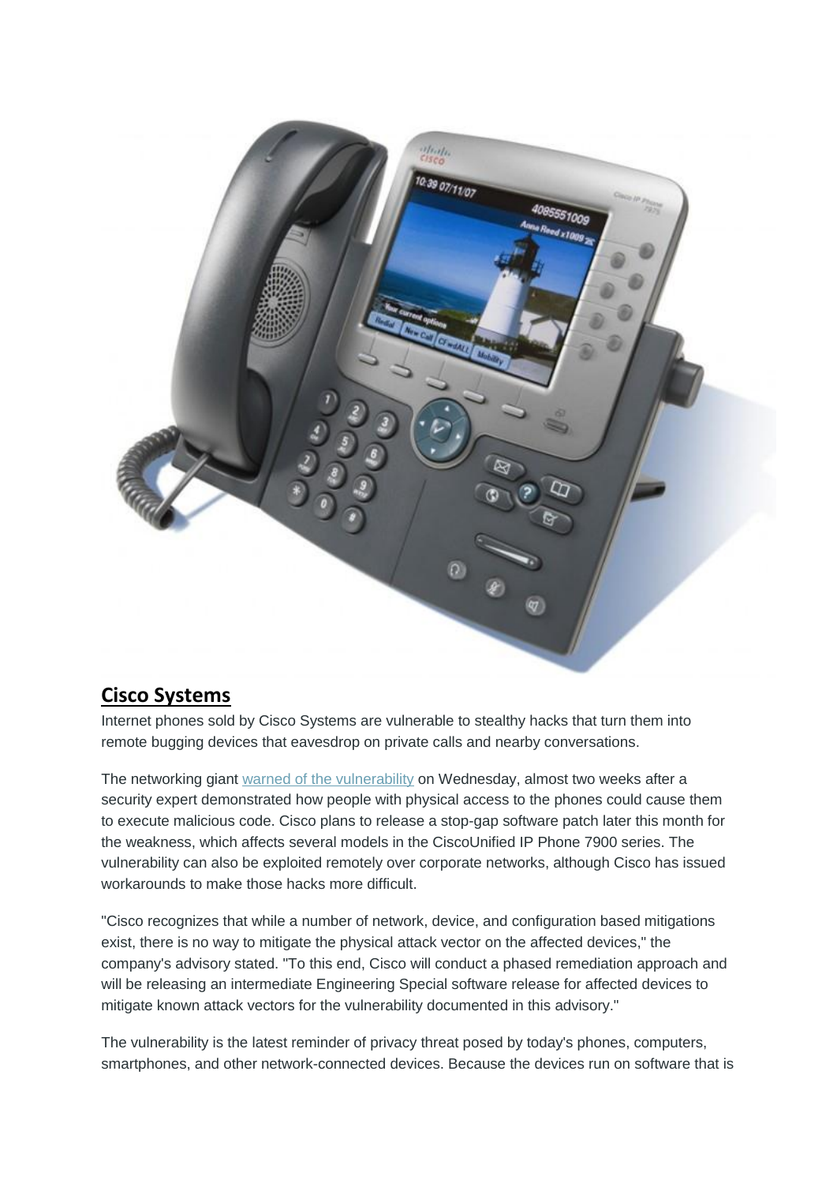## Cisco Systems

Internet phones sold by Cisco Systems are vulnerable to stealthy hacks that turn them into remote bugging devices that eavesdrop on private calls and nearby conversations.

The networking giant warned of the vulnerability on Wednesday, almost two weeks after a security expert demonstrated how people with physical access to the phones could cause them to execute malicious code. Cisco plans to release a stop-gap software patch later this month for the weakness, which affects several models in the CiscoUnified IP Phone 7900 series. The vulnerability can also be exploited remotely over corporate networks, although Cisco has issued workarounds to make those hacks more difficult.

"Cisco recognizes that while a number of network, device, and configuration based mitigations exist, there is no way to mitigate the physical attack vector on the affected devices," the company's advisory stated. "To this end, Cisco will conduct a phased remediation approach and will be releasing an intermediate Engineering Special software release for affected devices to mitigate known attack vectors for the vulnerability documented in this advisory."

The vulnerability is the latest reminder of privacy threat posed by today's phones, computers, smartphones, and other network-connected devices. Because the devices run on software that is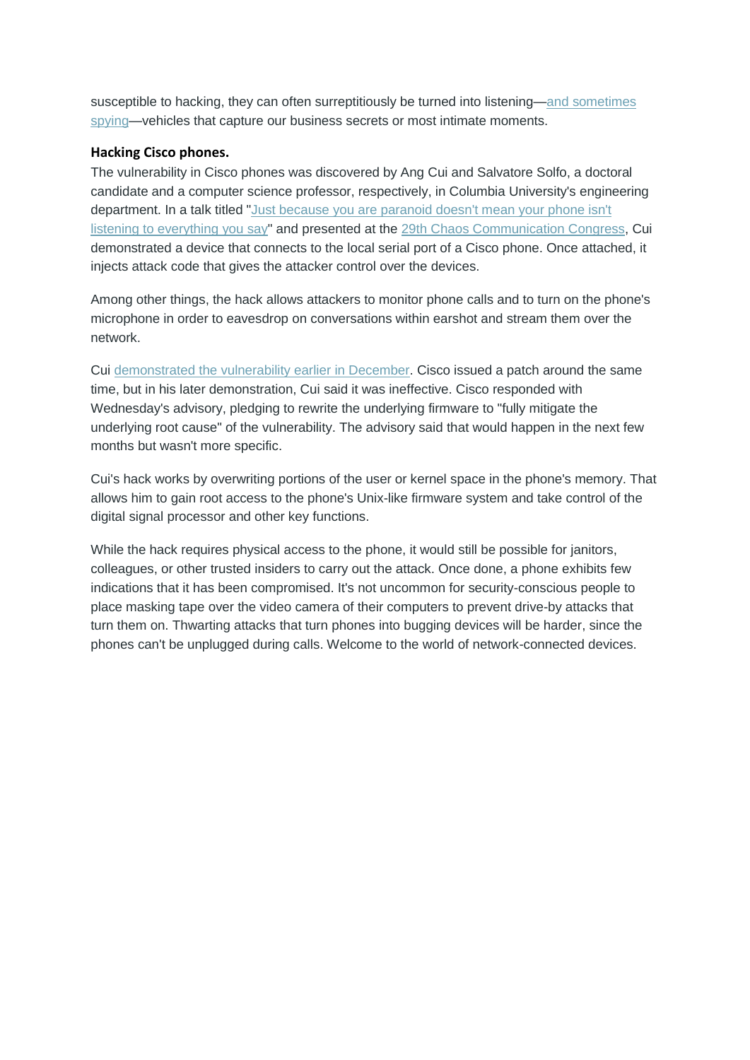susceptible to hacking, they can often surreptitiously be turned into listening—and sometimes spying—vehicles that capture our business secrets or most intimate moments.

**Hacking Cisco phones.**

The vulnerability in Cisco phones was discovered by Ang Cui and Salvatore Solfo, a doctoral candidate and a computer science professor, respectively, in Columbia University's engineering department. In a talk titled "Just because you are paranoid doesn't mean your phone isn't listening to everything you say" and presented at the 29th Chaos Communication Congress, Cui demonstrated a device that connects to the local serial port of a Cisco phone. Once attached, it injects attack code that gives the attacker control over the devices.

Among other things, the hack allows attackers to monitor phone calls and to turn on the phone's microphone in order to eavesdrop on conversations within earshot and stream them over the network.

Cui demonstrated the vulnerability earlier in December. Cisco issued a patch around the same time, but in his later demonstration, Cui said it was ineffective. Cisco responded with Wednesday's advisory, pledging to rewrite the underlying firmware to "fully mitigate the underlying root cause" of the vulnerability. The advisory said that would happen in the next few months but wasn't more specific.

Cui's hack works by overwriting portions of the user or kernel space in the phone's memory. That allows him to gain root access to the phone's Unix-like firmware system and take control of the digital signal processor and other key functions.

While the hack requires physical access to the phone, it would still be possible for janitors, colleagues, or other trusted insiders to carry out the attack. Once done, a phone exhibits few indications that it has been compromised. It's not uncommon for security-conscious people to place masking tape over the video camera of their computers to prevent drive-by attacks that turn them on. Thwarting attacks that turn phones into bugging devices will be harder, since the phones can't be unplugged during calls. Welcome to the world of network-connected devices.